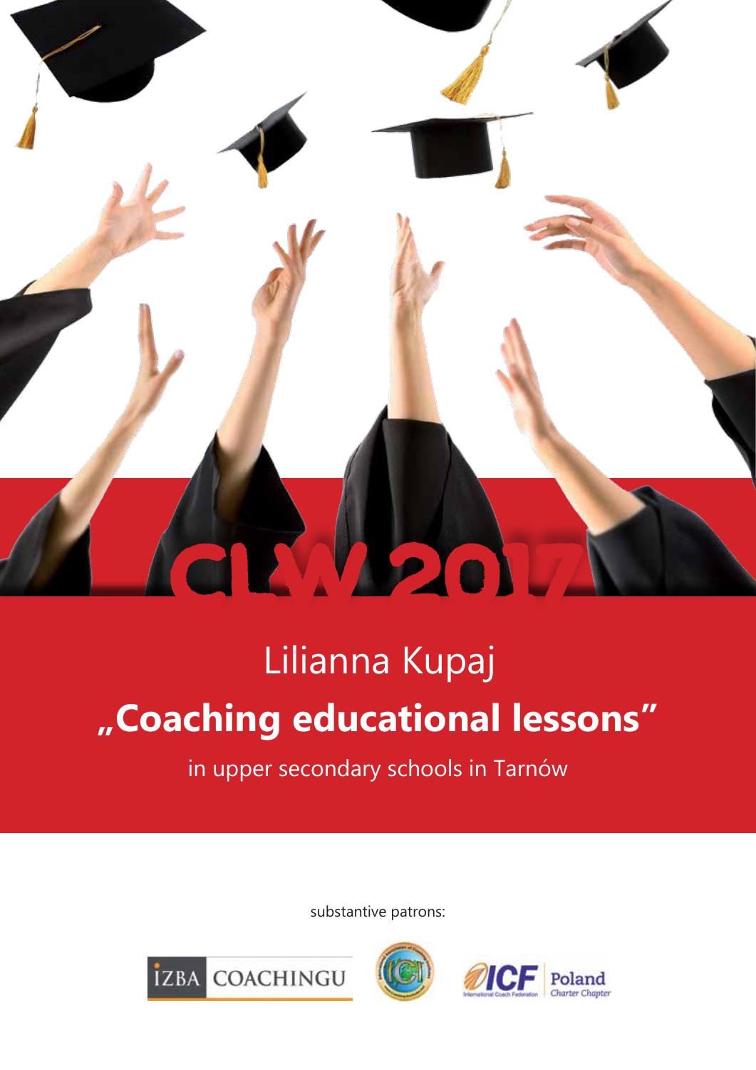# CLW 2017

Lilianna Kupaj

## „Coaching educational lessons"

in upper secondary schools in Tarnów

substantive patrons:

IZBA COACHINGU

ICF Poland Charter Chapter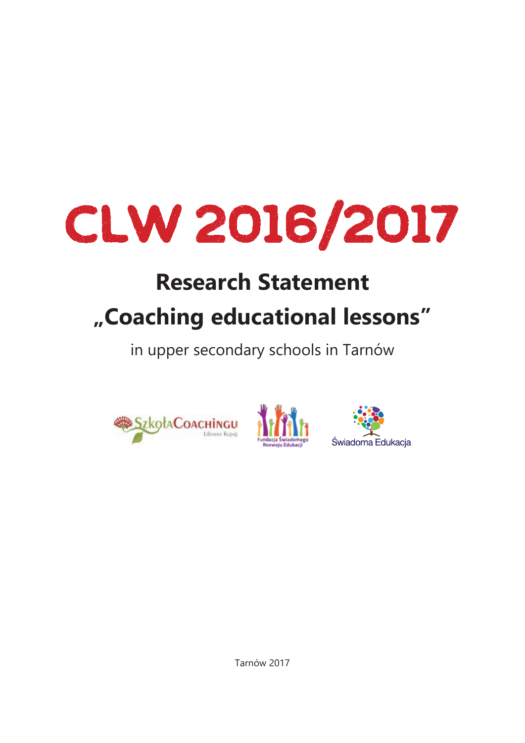# CLW 2016/2017

## Research Statement

## „Coaching educational lessons"

in upper secondary schools in Tarnów

SzkołaCoachingu Lilianna Kupaj

Fundacja Świadomego Rozwoju Edukacji

Świadoma Edukacja

Tarnów 2017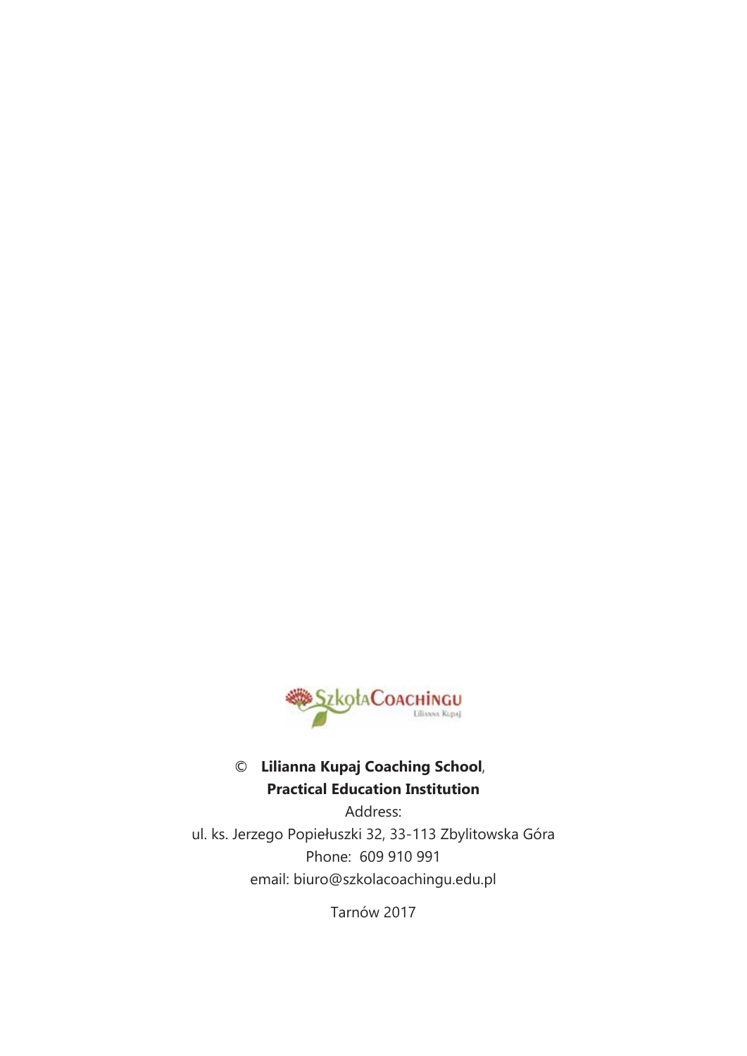© **Lilianna Kupaj Coaching School**,
**Practical Education Institution**

Address:
ul. ks. Jerzego Popiełuszki 32, 33-113 Zbylitowska Góra
Phone: 609 910 991
email: biuro@szkolacoachingu.edu.pl

Tarnów 2017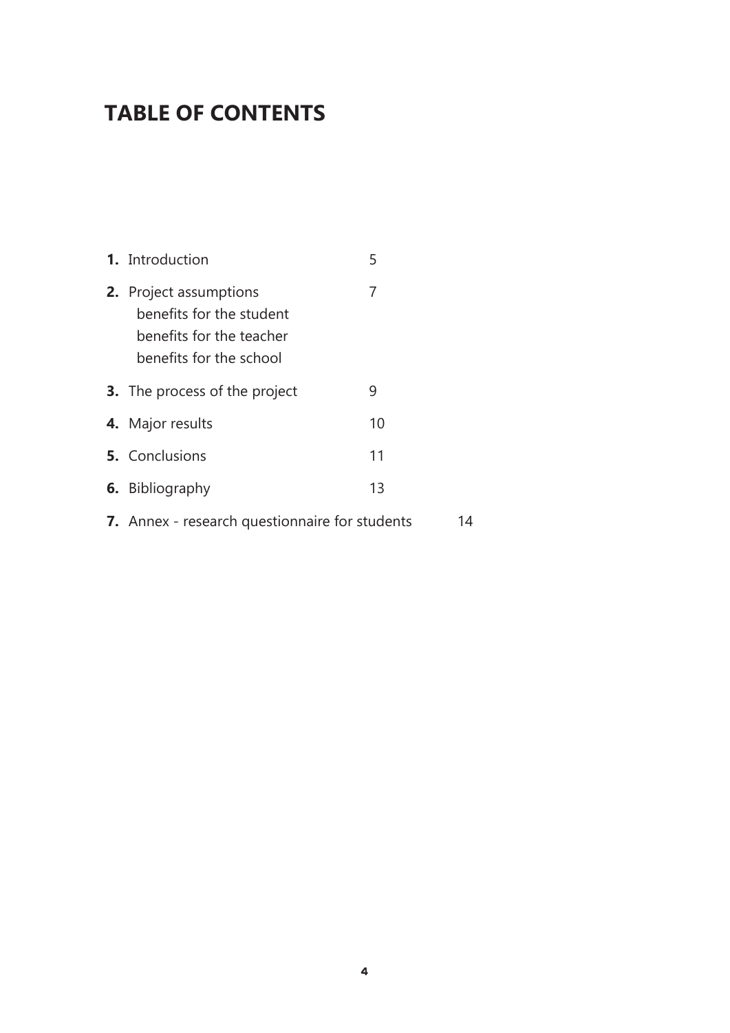# TABLE OF CONTENTS

| | | |
|---|---|---|
| **1.** | Introduction | 5 |
| **2.** | Project assumptions<br>benefits for the student<br>benefits for the teacher<br>benefits for the school | 7 |
| **3.** | The process of the project | 9 |
| **4.** | Major results | 10 |
| **5.** | Conclusions | 11 |
| **6.** | Bibliography | 13 |
| **7.** | Annex - research questionnaire for students | 14 |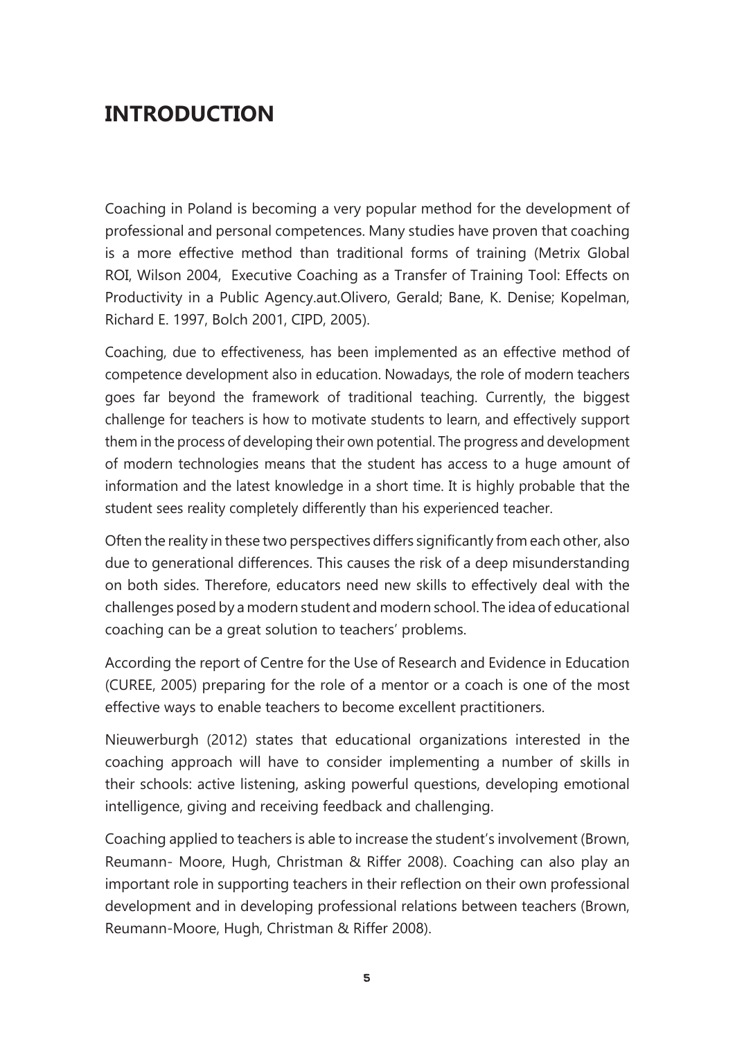# INTRODUCTION

Coaching in Poland is becoming a very popular method for the development of professional and personal competences. Many studies have proven that coaching is a more effective method than traditional forms of training (Metrix Global ROI, Wilson 2004, Executive Coaching as a Transfer of Training Tool: Effects on Productivity in a Public Agency.aut.Olivero, Gerald; Bane, K. Denise; Kopelman, Richard E. 1997, Bolch 2001, CIPD, 2005).

Coaching, due to effectiveness, has been implemented as an effective method of competence development also in education. Nowadays, the role of modern teachers goes far beyond the framework of traditional teaching. Currently, the biggest challenge for teachers is how to motivate students to learn, and effectively support them in the process of developing their own potential. The progress and development of modern technologies means that the student has access to a huge amount of information and the latest knowledge in a short time. It is highly probable that the student sees reality completely differently than his experienced teacher.

Often the reality in these two perspectives differs significantly from each other, also due to generational differences. This causes the risk of a deep misunderstanding on both sides. Therefore, educators need new skills to effectively deal with the challenges posed by a modern student and modern school. The idea of educational coaching can be a great solution to teachers' problems.

According the report of Centre for the Use of Research and Evidence in Education (CUREE, 2005) preparing for the role of a mentor or a coach is one of the most effective ways to enable teachers to become excellent practitioners.

Nieuwerburgh (2012) states that educational organizations interested in the coaching approach will have to consider implementing a number of skills in their schools: active listening, asking powerful questions, developing emotional intelligence, giving and receiving feedback and challenging.

Coaching applied to teachers is able to increase the student's involvement (Brown, Reumann- Moore, Hugh, Christman & Riffer 2008). Coaching can also play an important role in supporting teachers in their reflection on their own professional development and in developing professional relations between teachers (Brown, Reumann-Moore, Hugh, Christman & Riffer 2008).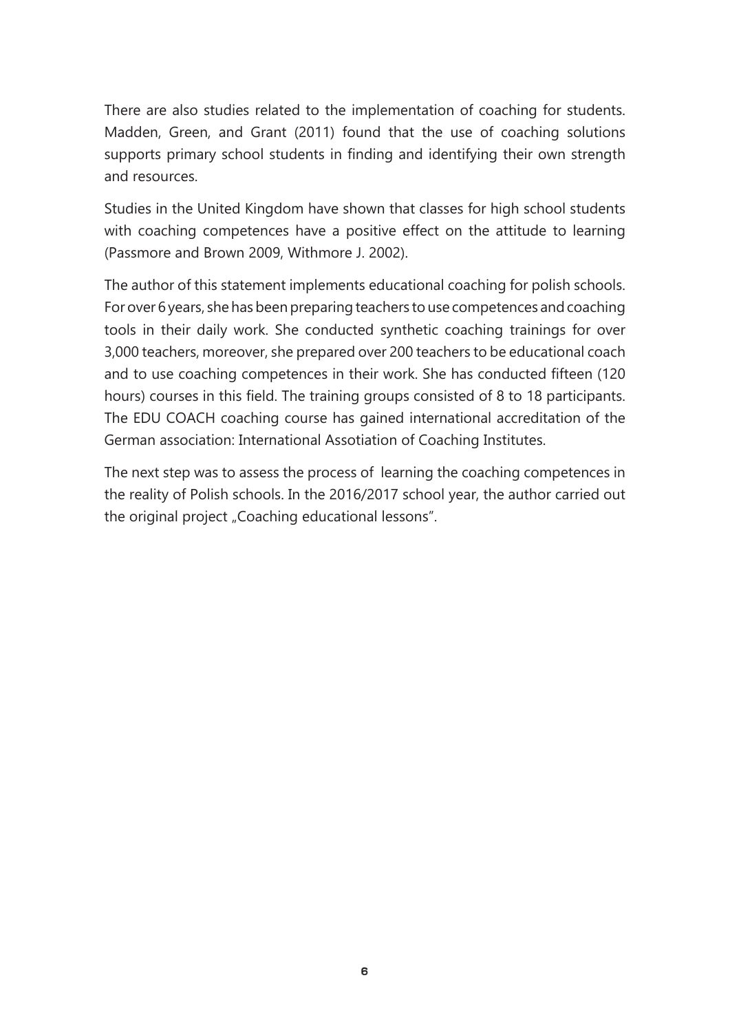There are also studies related to the implementation of coaching for students. Madden, Green, and Grant (2011) found that the use of coaching solutions supports primary school students in finding and identifying their own strength and resources.

Studies in the United Kingdom have shown that classes for high school students with coaching competences have a positive effect on the attitude to learning (Passmore and Brown 2009, Withmore J. 2002).

The author of this statement implements educational coaching for polish schools. For over 6 years, she has been preparing teachers to use competences and coaching tools in their daily work. She conducted synthetic coaching trainings for over 3,000 teachers, moreover, she prepared over 200 teachers to be educational coach and to use coaching competences in their work. She has conducted fifteen (120 hours) courses in this field. The training groups consisted of 8 to 18 participants. The EDU COACH coaching course has gained international accreditation of the German association: International Assotiation of Coaching Institutes.

The next step was to assess the process of learning the coaching competences in the reality of Polish schools. In the 2016/2017 school year, the author carried out the original project „Coaching educational lessons".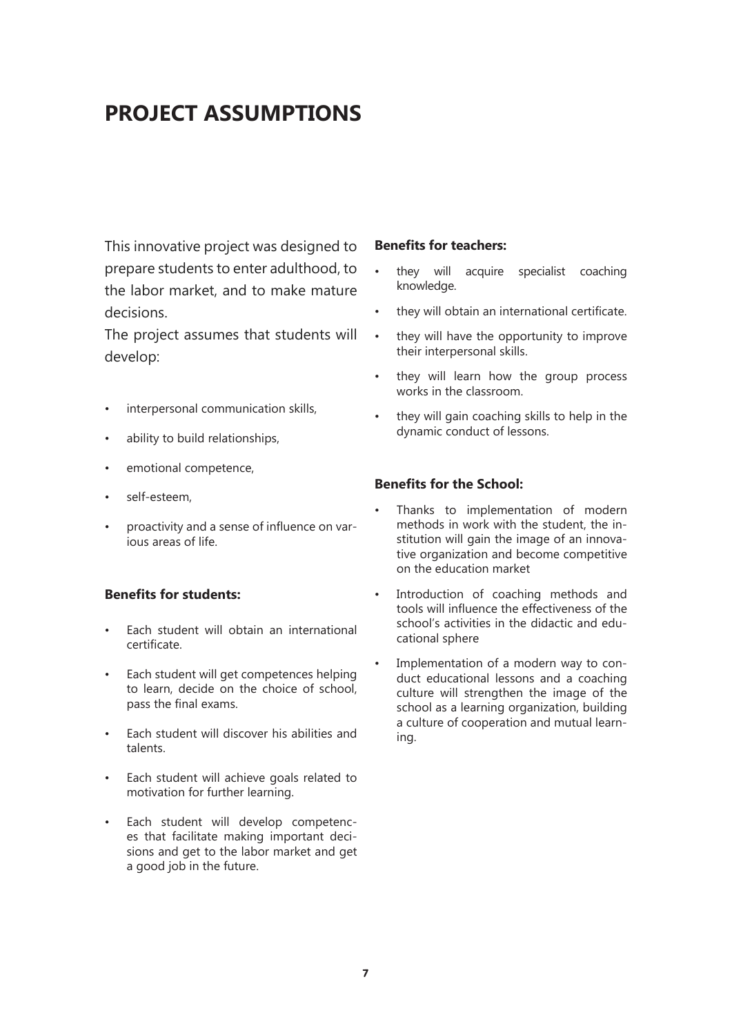# PROJECT ASSUMPTIONS

This innovative project was designed to prepare students to enter adulthood, to the labor market, and to make mature decisions.

The project assumes that students will develop:

- interpersonal communication skills,
- ability to build relationships,
- emotional competence,
- self-esteem,
- proactivity and a sense of influence on various areas of life.

**Benefits for students:**

- Each student will obtain an international certificate.
- Each student will get competences helping to learn, decide on the choice of school, pass the final exams.
- Each student will discover his abilities and talents.
- Each student will achieve goals related to motivation for further learning.
- Each student will develop competences that facilitate making important decisions and get to the labor market and get a good job in the future.

**Benefits for teachers:**

- they will acquire specialist coaching knowledge.
- they will obtain an international certificate.
- they will have the opportunity to improve their interpersonal skills.
- they will learn how the group process works in the classroom.
- they will gain coaching skills to help in the dynamic conduct of lessons.

**Benefits for the School:**

- Thanks to implementation of modern methods in work with the student, the institution will gain the image of an innovative organization and become competitive on the education market
- Introduction of coaching methods and tools will influence the effectiveness of the school's activities in the didactic and educational sphere
- Implementation of a modern way to conduct educational lessons and a coaching culture will strengthen the image of the school as a learning organization, building a culture of cooperation and mutual learning.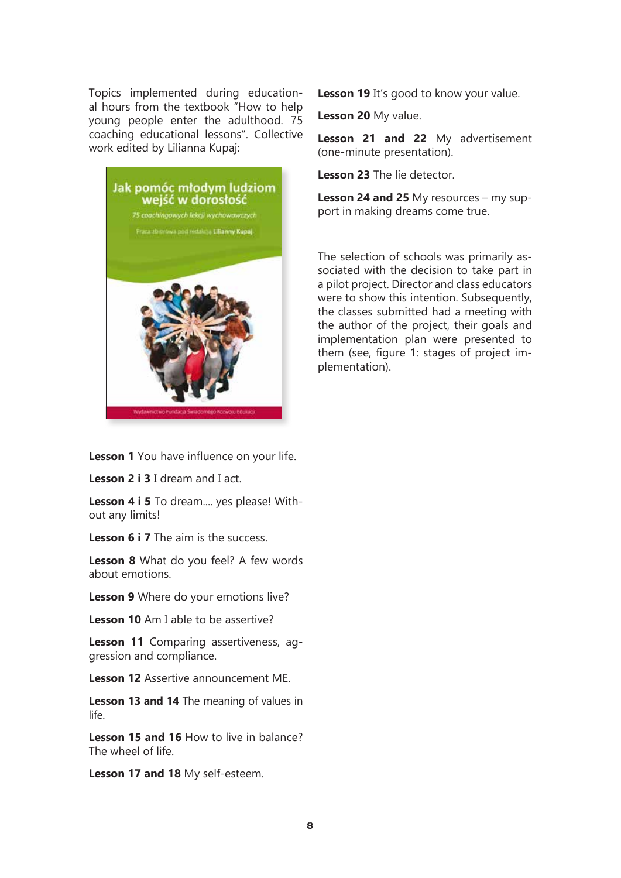Topics implemented during educational hours from the textbook "How to help young people enter the adulthood. 75 coaching educational lessons". Collective work edited by Lilianna Kupaj:

**Lesson 1** You have influence on your life.

**Lesson 2 i 3** I dream and I act.

**Lesson 4 i 5** To dream.... yes please! Without any limits!

**Lesson 6 i 7** The aim is the success.

**Lesson 8** What do you feel? A few words about emotions.

**Lesson 9** Where do your emotions live?

**Lesson 10** Am I able to be assertive?

**Lesson 11** Comparing assertiveness, aggression and compliance.

**Lesson 12** Assertive announcement ME.

**Lesson 13 and 14** The meaning of values in life.

**Lesson 15 and 16** How to live in balance? The wheel of life.

**Lesson 17 and 18** My self-esteem.

**Lesson 19** It's good to know your value.

**Lesson 20** My value.

**Lesson 21 and 22** My advertisement (one-minute presentation).

**Lesson 23** The lie detector.

**Lesson 24 and 25** My resources – my support in making dreams come true.

The selection of schools was primarily associated with the decision to take part in a pilot project. Director and class educators were to show this intention. Subsequently, the classes submitted had a meeting with the author of the project, their goals and implementation plan were presented to them (see, figure 1: stages of project implementation).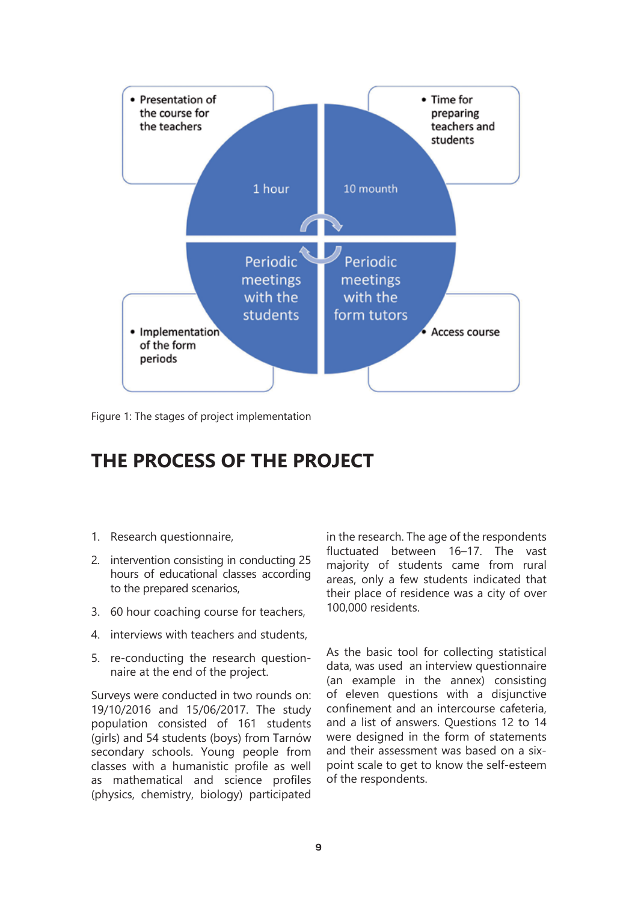- Presentation of the course for the teachers
- Time for preparing teachers and students
- Implementation of the form periods
- Access course

1 hour

10 mounth

Periodic meetings with the students

Periodic meetings with the form tutors

Figure 1: The stages of project implementation

## THE PROCESS OF THE PROJECT

1. Research questionnaire,
2. intervention consisting in conducting 25 hours of educational classes according to the prepared scenarios,
3. 60 hour coaching course for teachers,
4. interviews with teachers and students,
5. re-conducting the research questionnaire at the end of the project.

Surveys were conducted in two rounds on: 19/10/2016 and 15/06/2017. The study population consisted of 161 students (girls) and 54 students (boys) from Tarnów secondary schools. Young people from classes with a humanistic profile as well as mathematical and science profiles (physics, chemistry, biology) participated in the research. The age of the respondents fluctuated between 16–17. The vast majority of students came from rural areas, only a few students indicated that their place of residence was a city of over 100,000 residents.

As the basic tool for collecting statistical data, was used an interview questionnaire (an example in the annex) consisting of eleven questions with a disjunctive confinement and an intercourse cafeteria, and a list of answers. Questions 12 to 14 were designed in the form of statements and their assessment was based on a six-point scale to get to know the self-esteem of the respondents.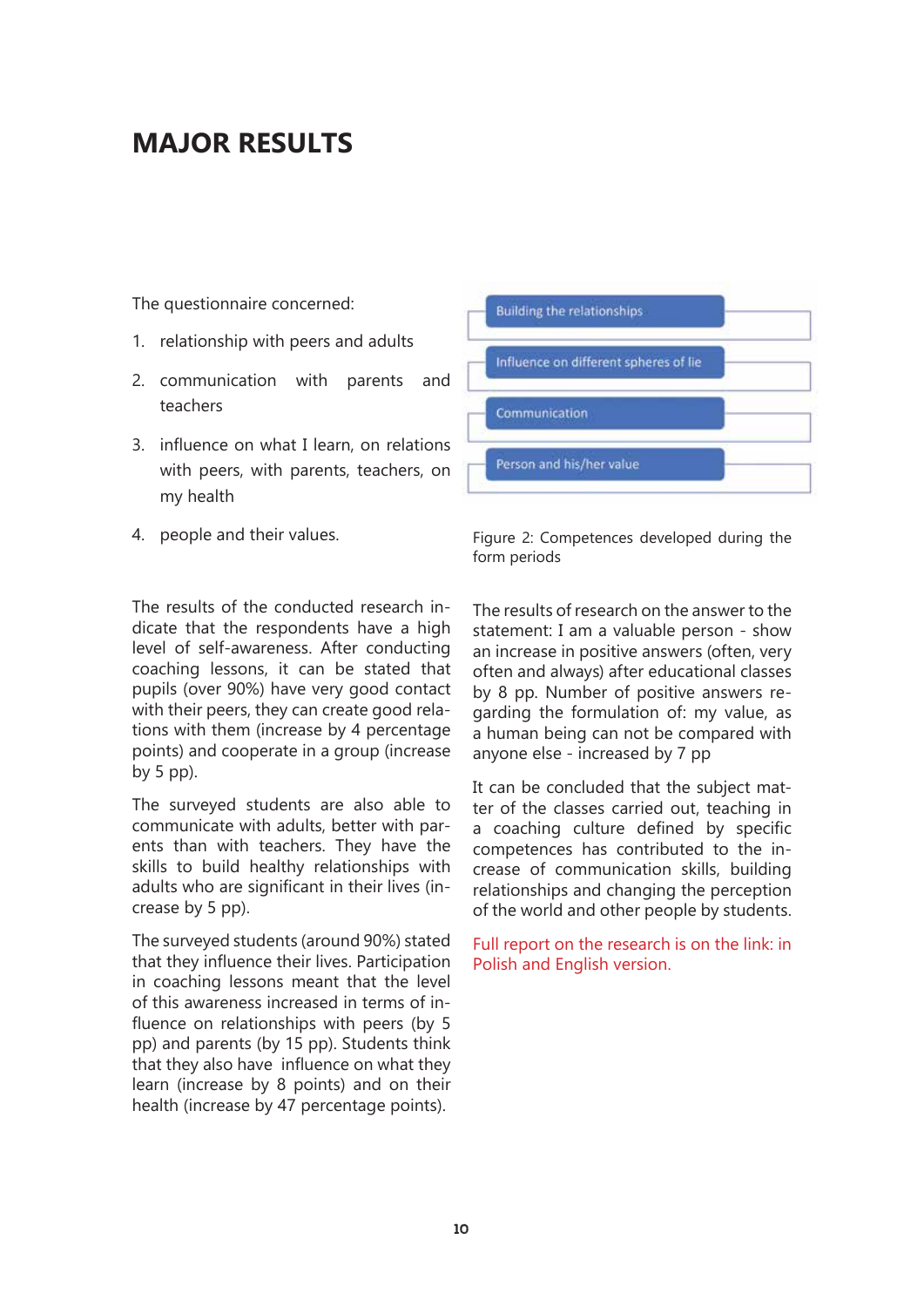# MAJOR RESULTS

The questionnaire concerned:

1. relationship with peers and adults
2. communication with parents and teachers
3. influence on what I learn, on relations with peers, with parents, teachers, on my health
4. people and their values.

Building the relationships

Influence on different spheres of lie

Communication

Person and his/her value

Figure 2: Competences developed during the form periods

The results of the conducted research indicate that the respondents have a high level of self-awareness. After conducting coaching lessons, it can be stated that pupils (over 90%) have very good contact with their peers, they can create good relations with them (increase by 4 percentage points) and cooperate in a group (increase by 5 pp).

The surveyed students are also able to communicate with adults, better with parents than with teachers. They have the skills to build healthy relationships with adults who are significant in their lives (increase by 5 pp).

The surveyed students (around 90%) stated that they influence their lives. Participation in coaching lessons meant that the level of this awareness increased in terms of influence on relationships with peers (by 5 pp) and parents (by 15 pp). Students think that they also have influence on what they learn (increase by 8 points) and on their health (increase by 47 percentage points).

The results of research on the answer to the statement: I am a valuable person - show an increase in positive answers (often, very often and always) after educational classes by 8 pp. Number of positive answers regarding the formulation of: my value, as a human being can not be compared with anyone else - increased by 7 pp

It can be concluded that the subject matter of the classes carried out, teaching in a coaching culture defined by specific competences has contributed to the increase of communication skills, building relationships and changing the perception of the world and other people by students.

Full report on the research is on the link: in Polish and English version.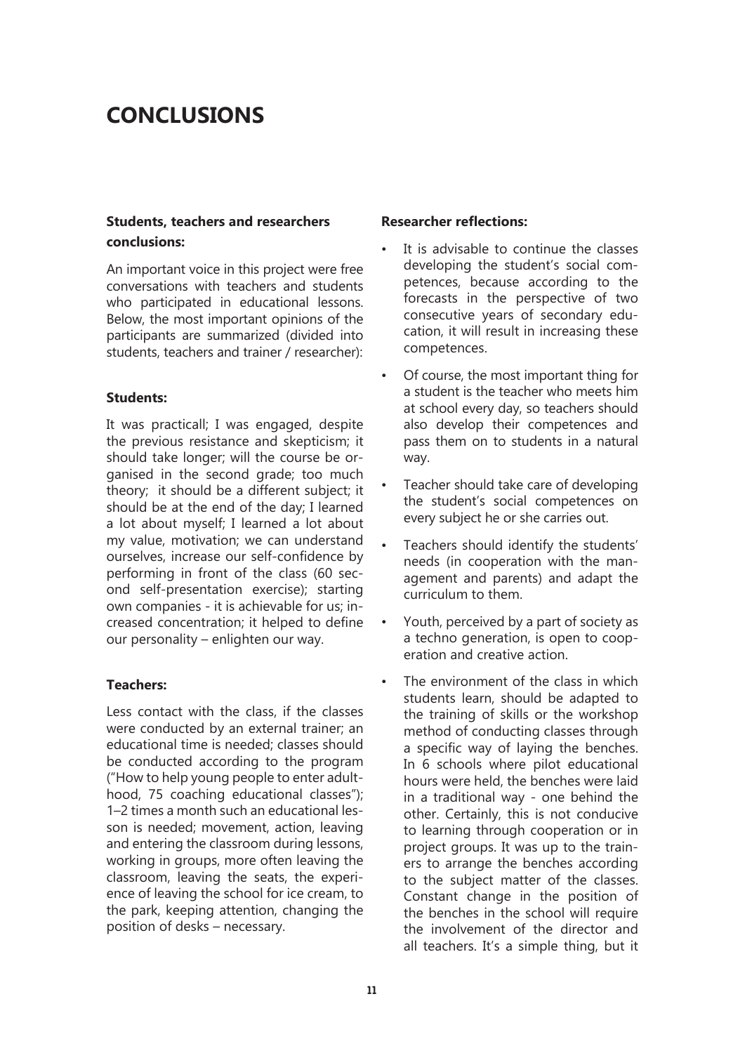# CONCLUSIONS

### Students, teachers and researchers conclusions:

An important voice in this project were free conversations with teachers and students who participated in educational lessons. Below, the most important opinions of the participants are summarized (divided into students, teachers and trainer / researcher):

### Students:

It was practicall; I was engaged, despite the previous resistance and skepticism; it should take longer; will the course be organised in the second grade; too much theory; it should be a different subject; it should be at the end of the day; I learned a lot about myself; I learned a lot about my value, motivation; we can understand ourselves, increase our self-confidence by performing in front of the class (60 second self-presentation exercise); starting own companies - it is achievable for us; increased concentration; it helped to define our personality – enlighten our way.

### Teachers:

Less contact with the class, if the classes were conducted by an external trainer; an educational time is needed; classes should be conducted according to the program ("How to help young people to enter adulthood, 75 coaching educational classes"); 1–2 times a month such an educational lesson is needed; movement, action, leaving and entering the classroom during lessons, working in groups, more often leaving the classroom, leaving the seats, the experience of leaving the school for ice cream, to the park, keeping attention, changing the position of desks – necessary.

### Researcher reflections:

- It is advisable to continue the classes developing the student's social competences, because according to the forecasts in the perspective of two consecutive years of secondary education, it will result in increasing these competences.
- Of course, the most important thing for a student is the teacher who meets him at school every day, so teachers should also develop their competences and pass them on to students in a natural way.
- Teacher should take care of developing the student's social competences on every subject he or she carries out.
- Teachers should identify the students' needs (in cooperation with the management and parents) and adapt the curriculum to them.
- Youth, perceived by a part of society as a techno generation, is open to cooperation and creative action.
- The environment of the class in which students learn, should be adapted to the training of skills or the workshop method of conducting classes through a specific way of laying the benches. In 6 schools where pilot educational hours were held, the benches were laid in a traditional way - one behind the other. Certainly, this is not conducive to learning through cooperation or in project groups. It was up to the trainers to arrange the benches according to the subject matter of the classes. Constant change in the position of the benches in the school will require the involvement of the director and all teachers. It's a simple thing, but it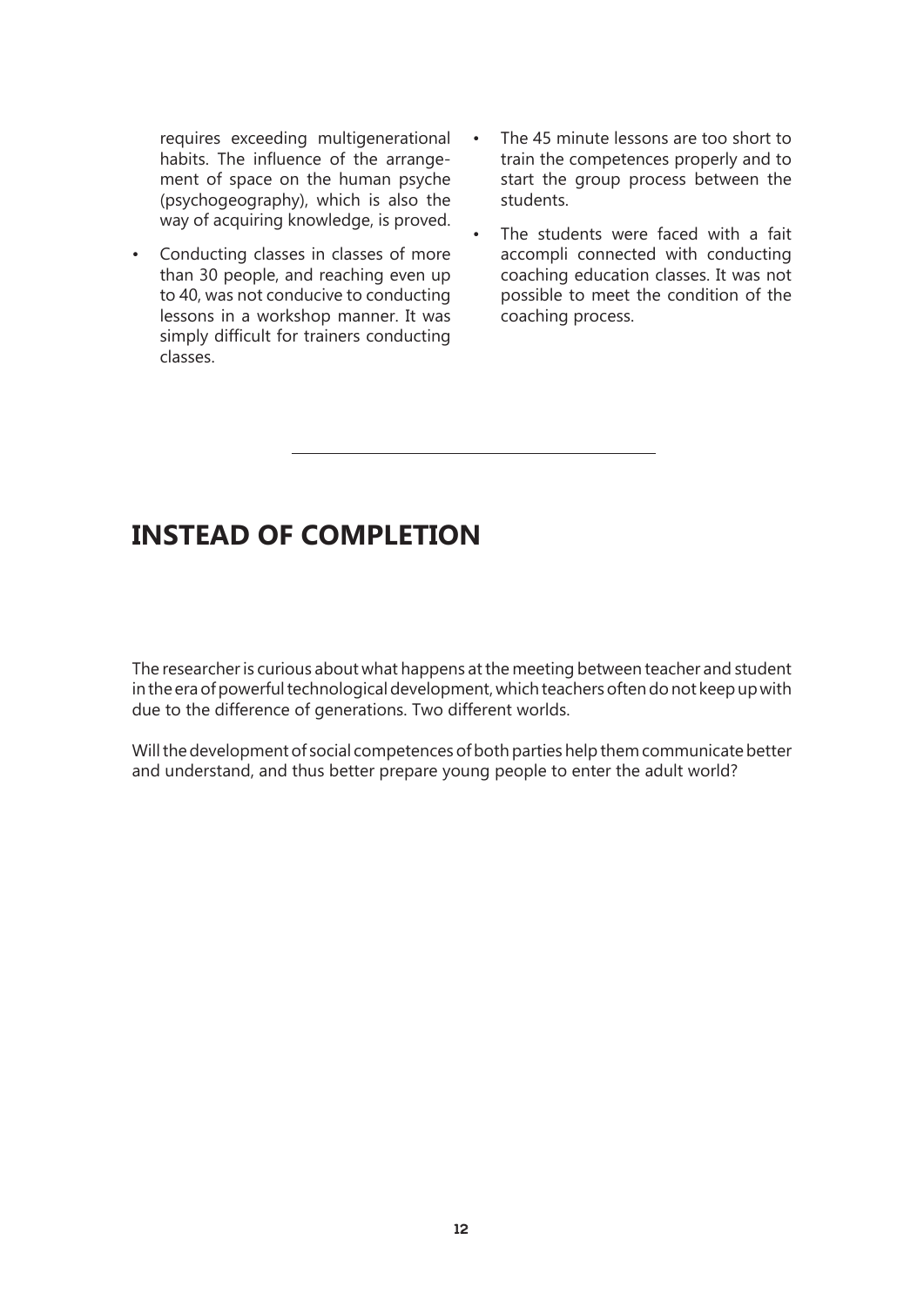requires exceeding multigenerational habits. The influence of the arrangement of space on the human psyche (psychogeography), which is also the way of acquiring knowledge, is proved.

- Conducting classes in classes of more than 30 people, and reaching even up to 40, was not conducive to conducting lessons in a workshop manner. It was simply difficult for trainers conducting classes.
- The 45 minute lessons are too short to train the competences properly and to start the group process between the students.
- The students were faced with a fait accompli connected with conducting coaching education classes. It was not possible to meet the condition of the coaching process.

---

# INSTEAD OF COMPLETION

The researcher is curious about what happens at the meeting between teacher and student in the era of powerful technological development, which teachers often do not keep up with due to the difference of generations. Two different worlds.

Will the development of social competences of both parties help them communicate better and understand, and thus better prepare young people to enter the adult world?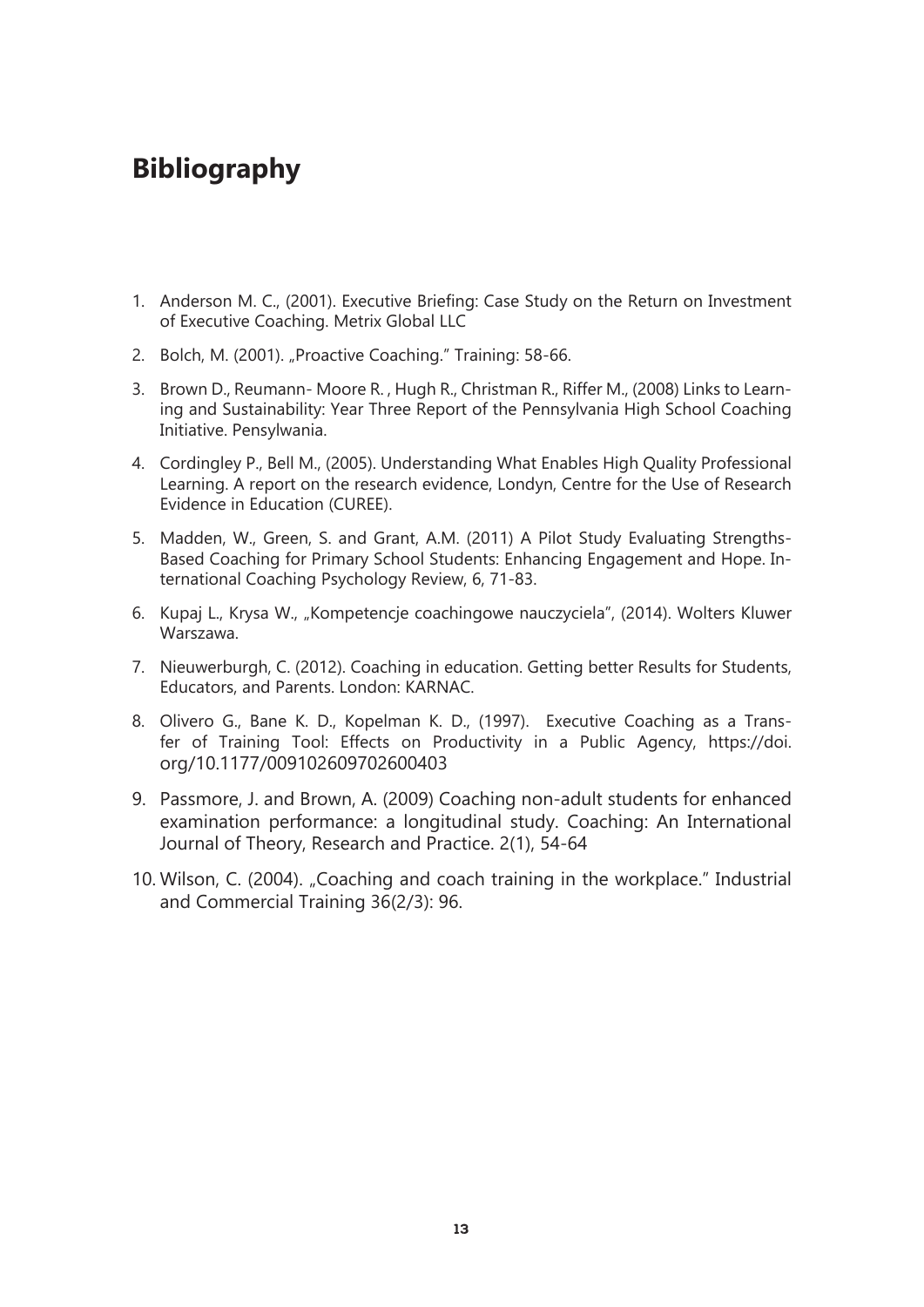# Bibliography

1. Anderson M. C., (2001). Executive Briefing: Case Study on the Return on Investment of Executive Coaching. Metrix Global LLC
2. Bolch, M. (2001). „Proactive Coaching." Training: 58-66.
3. Brown D., Reumann- Moore R. , Hugh R., Christman R., Riffer M., (2008) Links to Learning and Sustainability: Year Three Report of the Pennsylvania High School Coaching Initiative. Pensylwania.
4. Cordingley P., Bell M., (2005). Understanding What Enables High Quality Professional Learning. A report on the research evidence, Londyn, Centre for the Use of Research Evidence in Education (CUREE).
5. Madden, W., Green, S. and Grant, A.M. (2011) A Pilot Study Evaluating Strengths-Based Coaching for Primary School Students: Enhancing Engagement and Hope. International Coaching Psychology Review, 6, 71-83.
6. Kupaj L., Krysa W., „Kompetencje coachingowe nauczyciela", (2014). Wolters Kluwer Warszawa.
7. Nieuwerburgh, C. (2012). Coaching in education. Getting better Results for Students, Educators, and Parents. London: KARNAC.
8. Olivero G., Bane K. D., Kopelman K. D., (1997). Executive Coaching as a Transfer of Training Tool: Effects on Productivity in a Public Agency, https://doi.org/10.1177/009102609702600403
9. Passmore, J. and Brown, A. (2009) Coaching non-adult students for enhanced examination performance: a longitudinal study. Coaching: An International Journal of Theory, Research and Practice. 2(1), 54-64
10. Wilson, C. (2004). „Coaching and coach training in the workplace." Industrial and Commercial Training 36(2/3): 96.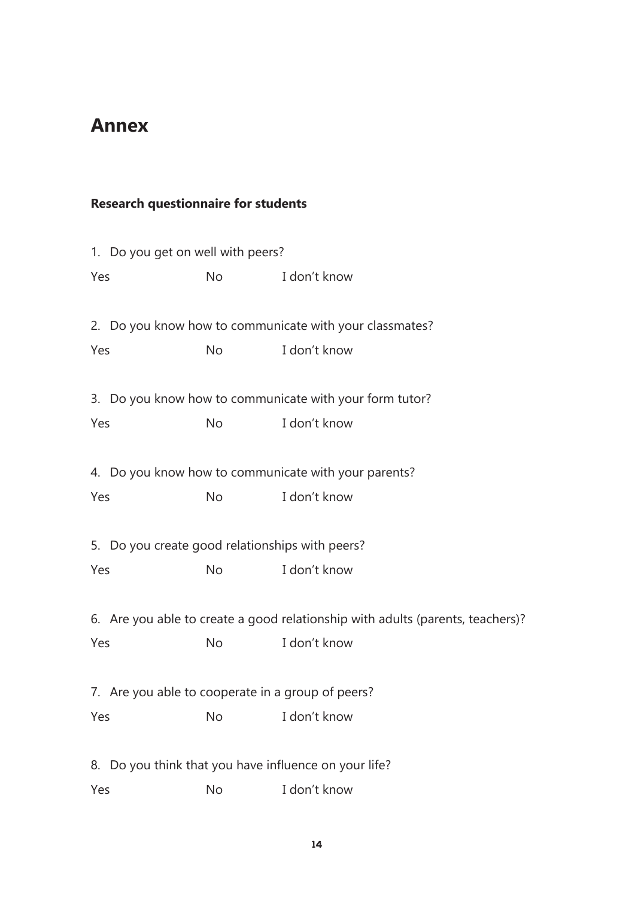# Annex

**Research questionnaire for students**

1. Do you get on well with peers?

Yes No I don't know

2. Do you know how to communicate with your classmates?

Yes No I don't know

3. Do you know how to communicate with your form tutor?

Yes No I don't know

4. Do you know how to communicate with your parents?

Yes No I don't know

5. Do you create good relationships with peers?

Yes No I don't know

6. Are you able to create a good relationship with adults (parents, teachers)?

Yes No I don't know

7. Are you able to cooperate in a group of peers?

Yes No I don't know

8. Do you think that you have influence on your life?

Yes No I don't know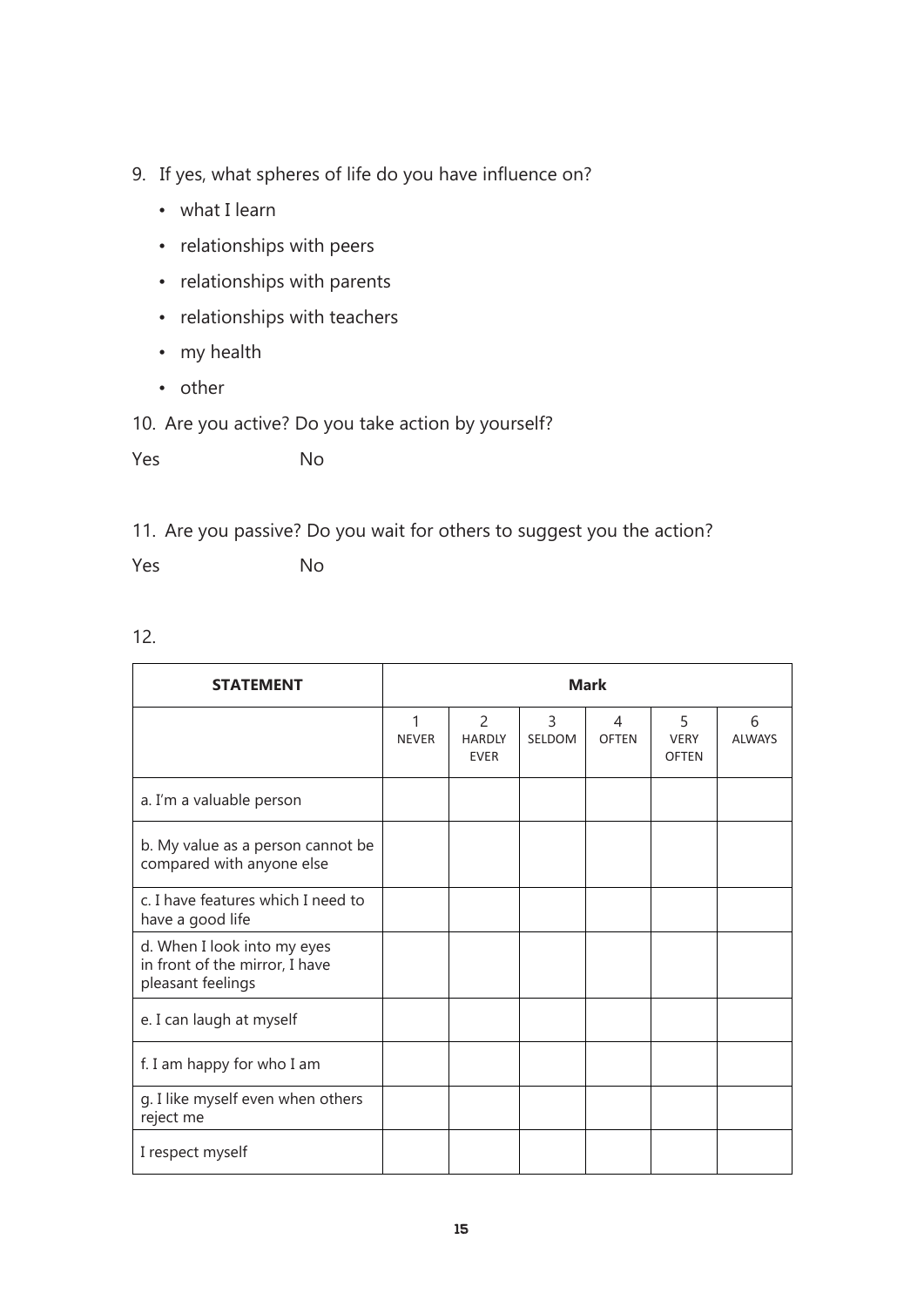9. If yes, what spheres of life do you have influence on?
   - what I learn
   - relationships with peers
   - relationships with parents
   - relationships with teachers
   - my health
   - other

10. Are you active? Do you take action by yourself?

Yes No

11. Are you passive? Do you wait for others to suggest you the action?

Yes No

12.

| STATEMENT | Mark | | | | | |
|---|---|---|---|---|---|---|
| | 1 NEVER | 2 HARDLY EVER | 3 SELDOM | 4 OFTEN | 5 VERY OFTEN | 6 ALWAYS |
| a. I'm a valuable person | | | | | | |
| b. My value as a person cannot be compared with anyone else | | | | | | |
| c. I have features which I need to have a good life | | | | | | |
| d. When I look into my eyes in front of the mirror, I have pleasant feelings | | | | | | |
| e. I can laugh at myself | | | | | | |
| f. I am happy for who I am | | | | | | |
| g. I like myself even when others reject me | | | | | | |
| I respect myself | | | | | | |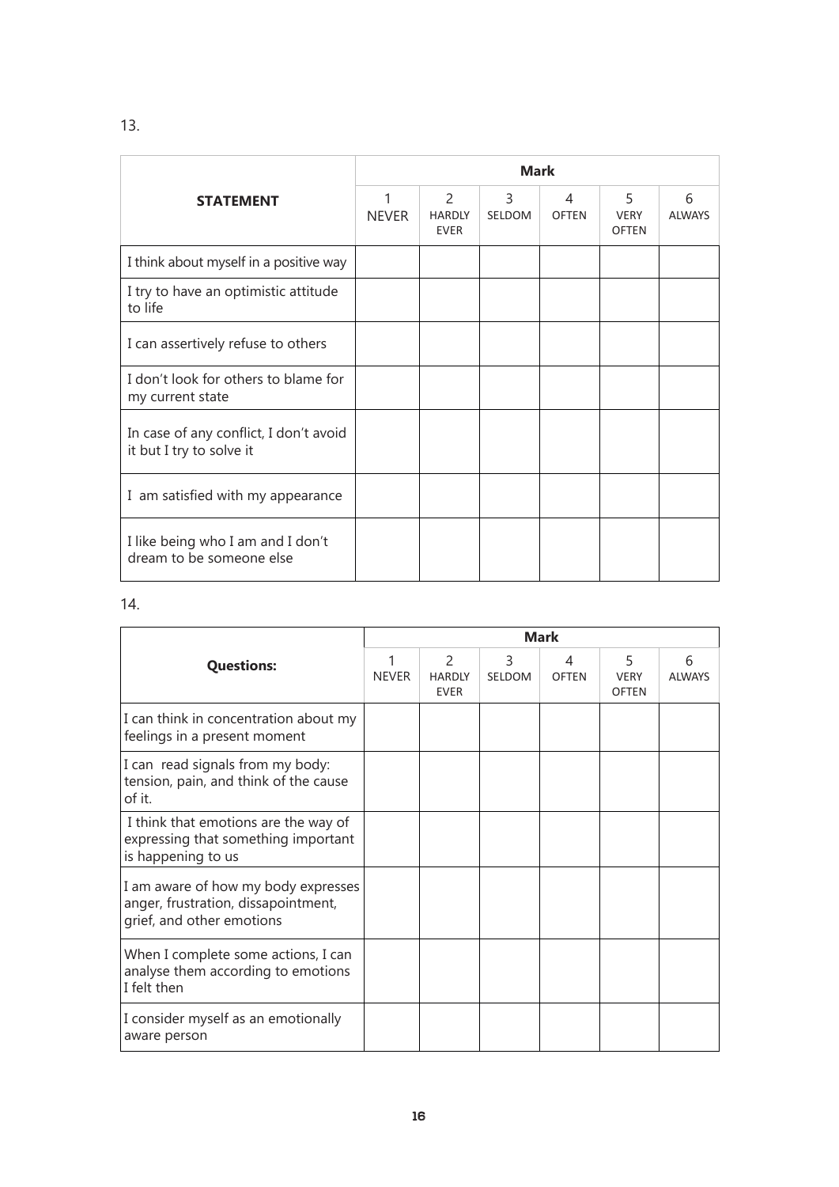13.

| STATEMENT | Mark | | | | | |
|---|---|---|---|---|---|---|
| | 1 NEVER | 2 HARDLY EVER | 3 SELDOM | 4 OFTEN | 5 VERY OFTEN | 6 ALWAYS |
| I think about myself in a positive way | | | | | | |
| I try to have an optimistic attitude to life | | | | | | |
| I can assertively refuse to others | | | | | | |
| I don't look for others to blame for my current state | | | | | | |
| In case of any conflict, I don't avoid it but I try to solve it | | | | | | |
| I am satisfied with my appearance | | | | | | |
| I like being who I am and I don't dream to be someone else | | | | | | |

14.

| Questions: | Mark | | | | | |
|---|---|---|---|---|---|---|
| | 1 NEVER | 2 HARDLY EVER | 3 SELDOM | 4 OFTEN | 5 VERY OFTEN | 6 ALWAYS |
| I can think in concentration about my feelings in a present moment | | | | | | |
| I can read signals from my body: tension, pain, and think of the cause of it. | | | | | | |
| I think that emotions are the way of expressing that something important is happening to us | | | | | | |
| I am aware of how my body expresses anger, frustration, dissapointment, grief, and other emotions | | | | | | |
| When I complete some actions, I can analyse them according to emotions I felt then | | | | | | |
| I consider myself as an emotionally aware person | | | | | | |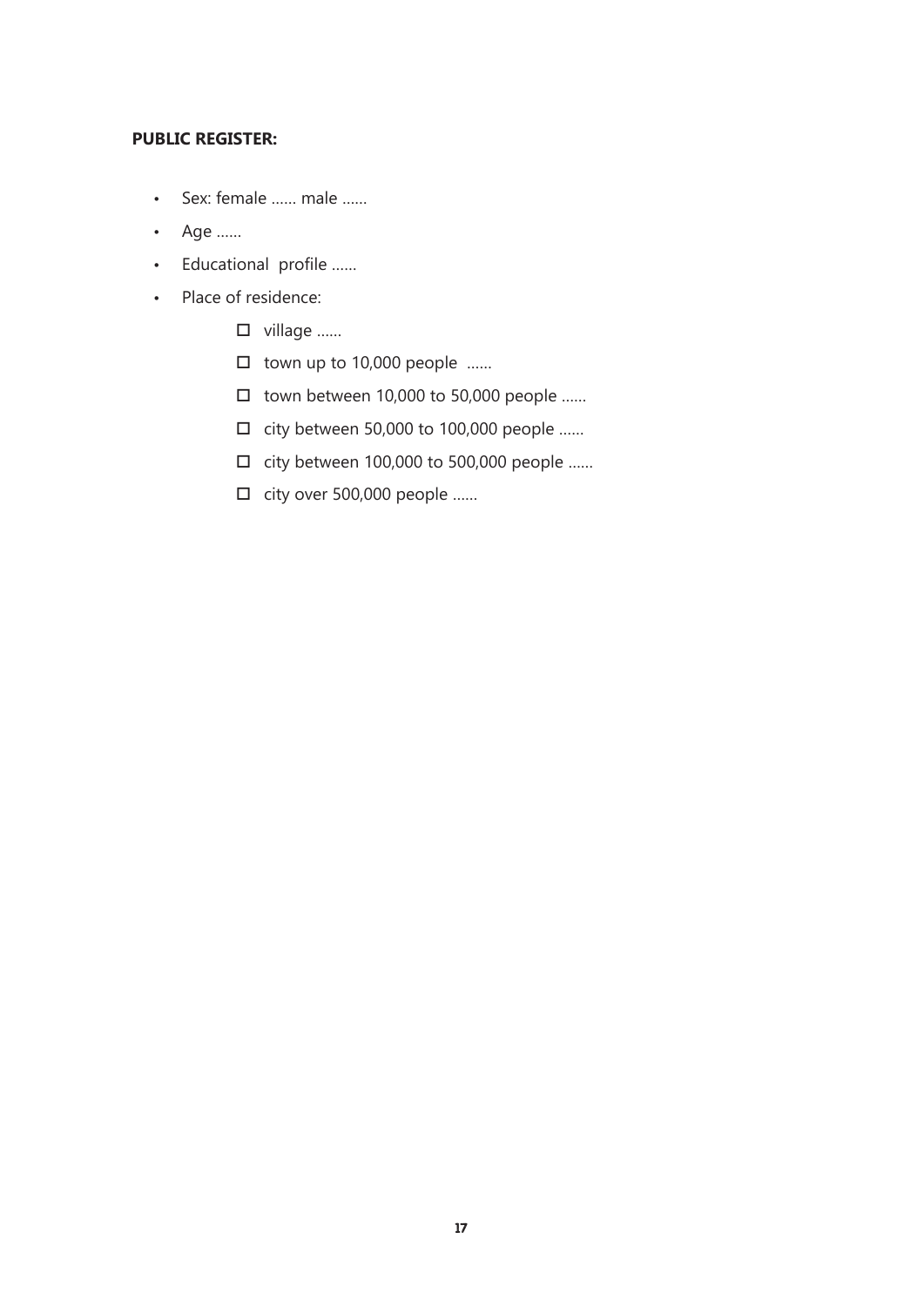**PUBLIC REGISTER:**

- Sex: female …… male ……
- Age ……
- Educational profile ……
- Place of residence:
  - ☐ village ……
  - ☐ town up to 10,000 people ……
  - ☐ town between 10,000 to 50,000 people ……
  - ☐ city between 50,000 to 100,000 people ……
  - ☐ city between 100,000 to 500,000 people ……
  - ☐ city over 500,000 people ……